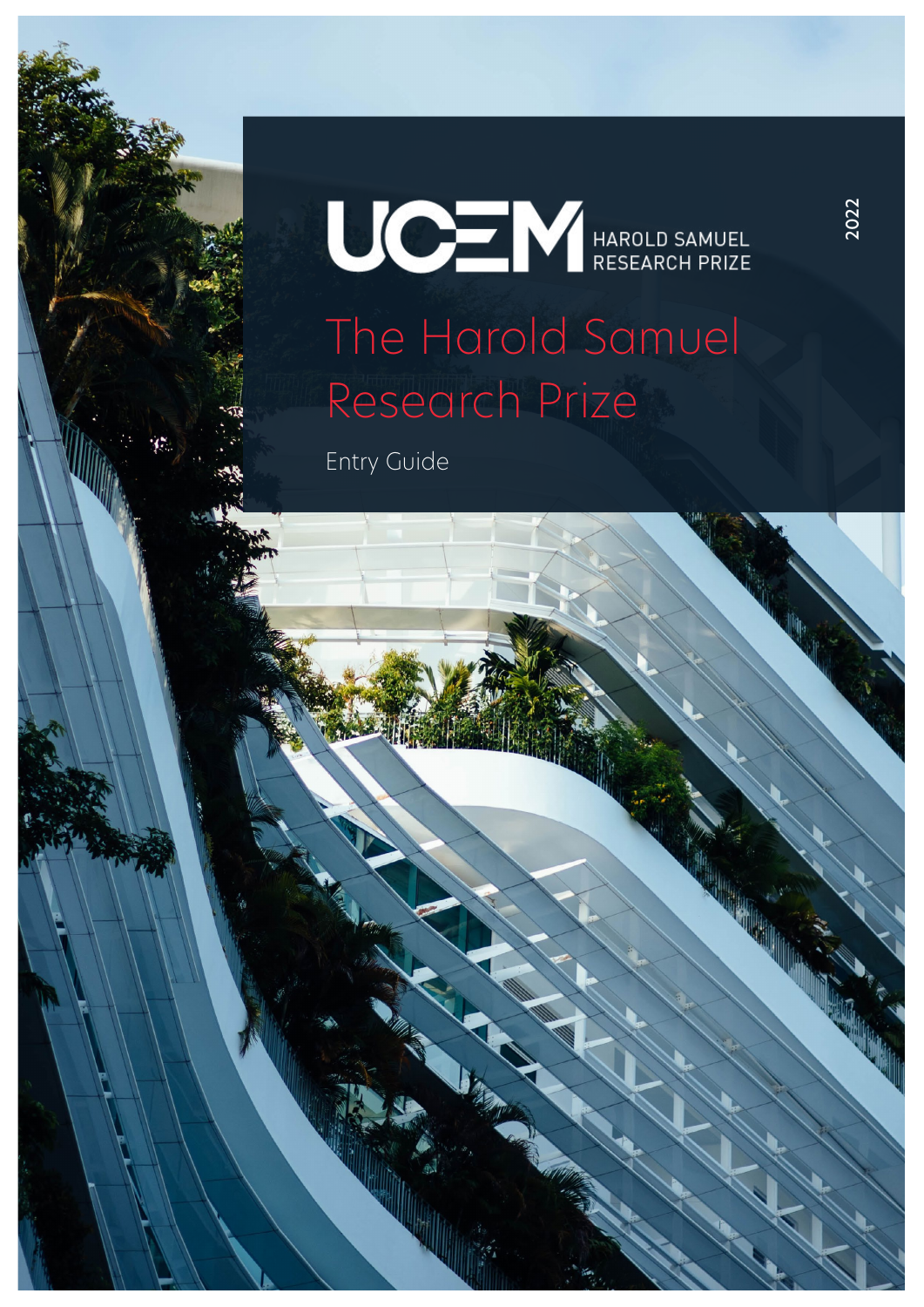UCEM HAROLD SAMUEL RESEARCH PRIZE

2022

# The Harold Samuel Research Prize

Entry Guide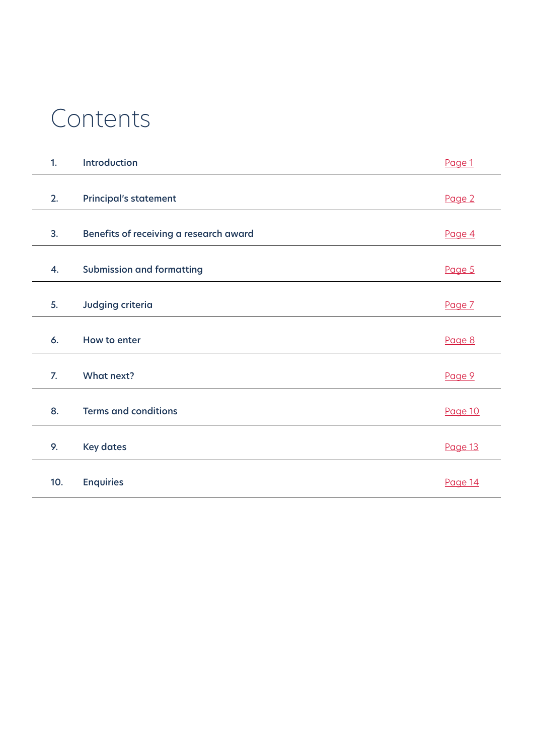# Contents

| | | |
|---|---|---|
| 1. | Introduction | Page 1 |
| 2. | Principal's statement | Page 2 |
| 3. | Benefits of receiving a research award | Page 4 |
| 4. | Submission and formatting | Page 5 |
| 5. | Judging criteria | Page 7 |
| 6. | How to enter | Page 8 |
| 7. | What next? | Page 9 |
| 8. | Terms and conditions | Page 10 |
| 9. | Key dates | Page 13 |
| 10. | Enquiries | Page 14 |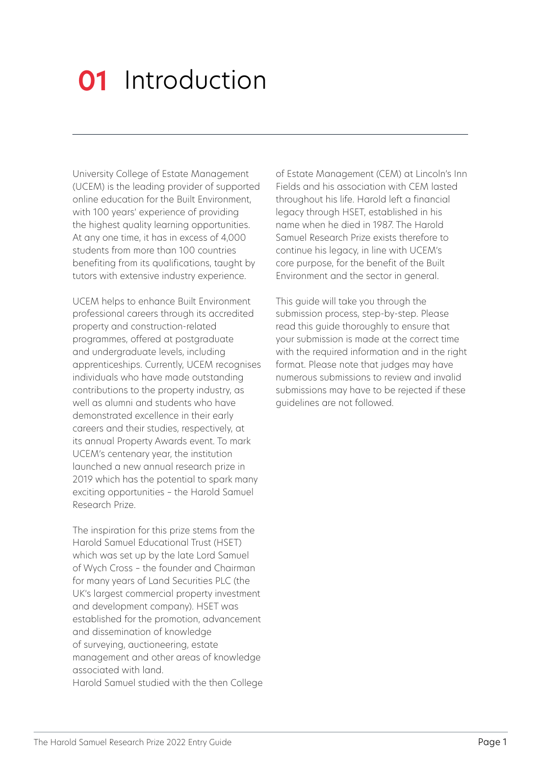# 01 Introduction

University College of Estate Management (UCEM) is the leading provider of supported online education for the Built Environment, with 100 years' experience of providing the highest quality learning opportunities. At any one time, it has in excess of 4,000 students from more than 100 countries benefiting from its qualifications, taught by tutors with extensive industry experience.

UCEM helps to enhance Built Environment professional careers through its accredited property and construction-related programmes, offered at postgraduate and undergraduate levels, including apprenticeships. Currently, UCEM recognises individuals who have made outstanding contributions to the property industry, as well as alumni and students who have demonstrated excellence in their early careers and their studies, respectively, at its annual Property Awards event. To mark UCEM's centenary year, the institution launched a new annual research prize in 2019 which has the potential to spark many exciting opportunities – the Harold Samuel Research Prize.

The inspiration for this prize stems from the Harold Samuel Educational Trust (HSET) which was set up by the late Lord Samuel of Wych Cross – the founder and Chairman for many years of Land Securities PLC (the UK's largest commercial property investment and development company). HSET was established for the promotion, advancement and dissemination of knowledge of surveying, auctioneering, estate management and other areas of knowledge associated with land.
Harold Samuel studied with the then College of Estate Management (CEM) at Lincoln's Inn Fields and his association with CEM lasted throughout his life. Harold left a financial legacy through HSET, established in his name when he died in 1987. The Harold Samuel Research Prize exists therefore to continue his legacy, in line with UCEM's core purpose, for the benefit of the Built Environment and the sector in general.

This guide will take you through the submission process, step-by-step. Please read this guide thoroughly to ensure that your submission is made at the correct time with the required information and in the right format. Please note that judges may have numerous submissions to review and invalid submissions may have to be rejected if these guidelines are not followed.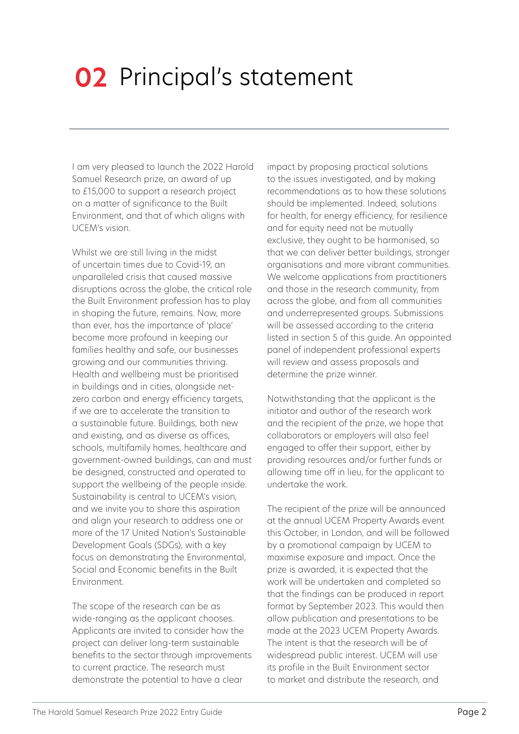# 02 Principal's statement

I am very pleased to launch the 2022 Harold Samuel Research prize, an award of up to £15,000 to support a research project on a matter of significance to the Built Environment, and that of which aligns with UCEM's vision.

Whilst we are still living in the midst of uncertain times due to Covid-19, an unparalleled crisis that caused massive disruptions across the globe, the critical role the Built Environment profession has to play in shaping the future, remains. Now, more than ever, has the importance of 'place' become more profound in keeping our families healthy and safe, our businesses growing and our communities thriving. Health and wellbeing must be prioritised in buildings and in cities, alongside net-zero carbon and energy efficiency targets, if we are to accelerate the transition to a sustainable future. Buildings, both new and existing, and as diverse as offices, schools, multifamily homes, healthcare and government-owned buildings, can and must be designed, constructed and operated to support the wellbeing of the people inside. Sustainability is central to UCEM's vision, and we invite you to share this aspiration and align your research to address one or more of the 17 United Nation's Sustainable Development Goals (SDGs), with a key focus on demonstrating the Environmental, Social and Economic benefits in the Built Environment.

The scope of the research can be as wide-ranging as the applicant chooses. Applicants are invited to consider how the project can deliver long-term sustainable benefits to the sector through improvements to current practice. The research must demonstrate the potential to have a clear impact by proposing practical solutions to the issues investigated, and by making recommendations as to how these solutions should be implemented. Indeed, solutions for health, for energy efficiency, for resilience and for equity need not be mutually exclusive, they ought to be harmonised, so that we can deliver better buildings, stronger organisations and more vibrant communities. We welcome applications from practitioners and those in the research community, from across the globe, and from all communities and underrepresented groups. Submissions will be assessed according to the criteria listed in section 5 of this guide. An appointed panel of independent professional experts will review and assess proposals and determine the prize winner.

Notwithstanding that the applicant is the initiator and author of the research work and the recipient of the prize, we hope that collaborators or employers will also feel engaged to offer their support, either by providing resources and/or further funds or allowing time off in lieu, for the applicant to undertake the work.

The recipient of the prize will be announced at the annual UCEM Property Awards event this October, in London, and will be followed by a promotional campaign by UCEM to maximise exposure and impact. Once the prize is awarded, it is expected that the work will be undertaken and completed so that the findings can be produced in report format by September 2023. This would then allow publication and presentations to be made at the 2023 UCEM Property Awards. The intent is that the research will be of widespread public interest. UCEM will use its profile in the Built Environment sector to market and distribute the research, and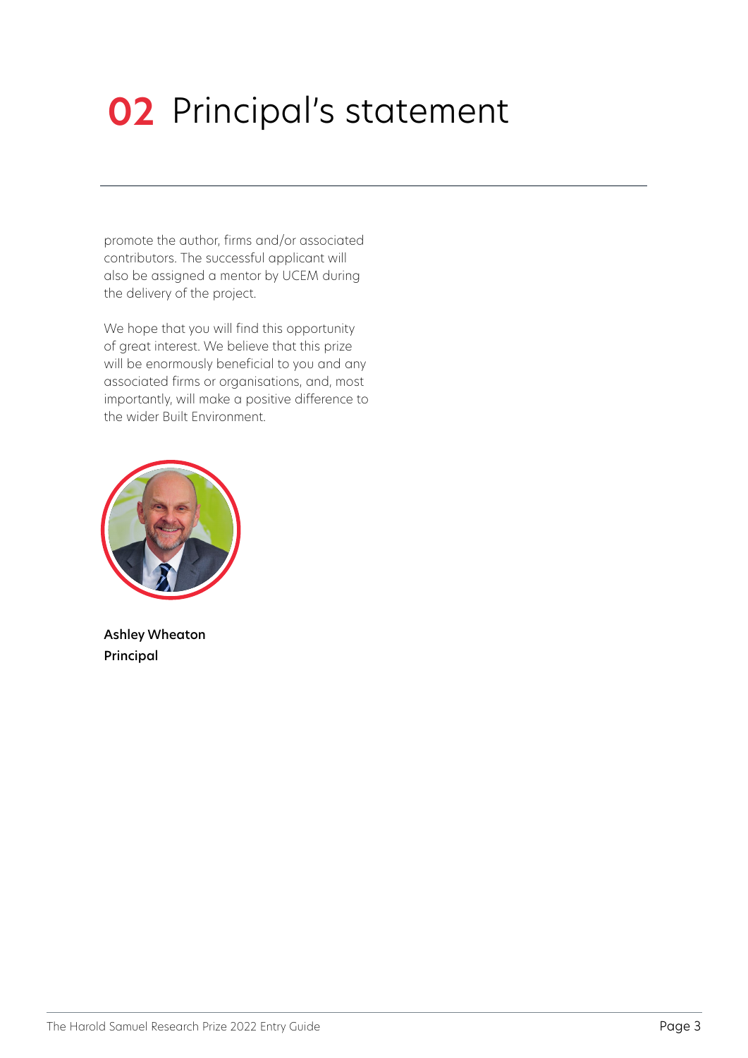# 02 Principal's statement

promote the author, firms and/or associated contributors. The successful applicant will also be assigned a mentor by UCEM during the delivery of the project.

We hope that you will find this opportunity of great interest. We believe that this prize will be enormously beneficial to you and any associated firms or organisations, and, most importantly, will make a positive difference to the wider Built Environment.

**Ashley Wheaton**
**Principal**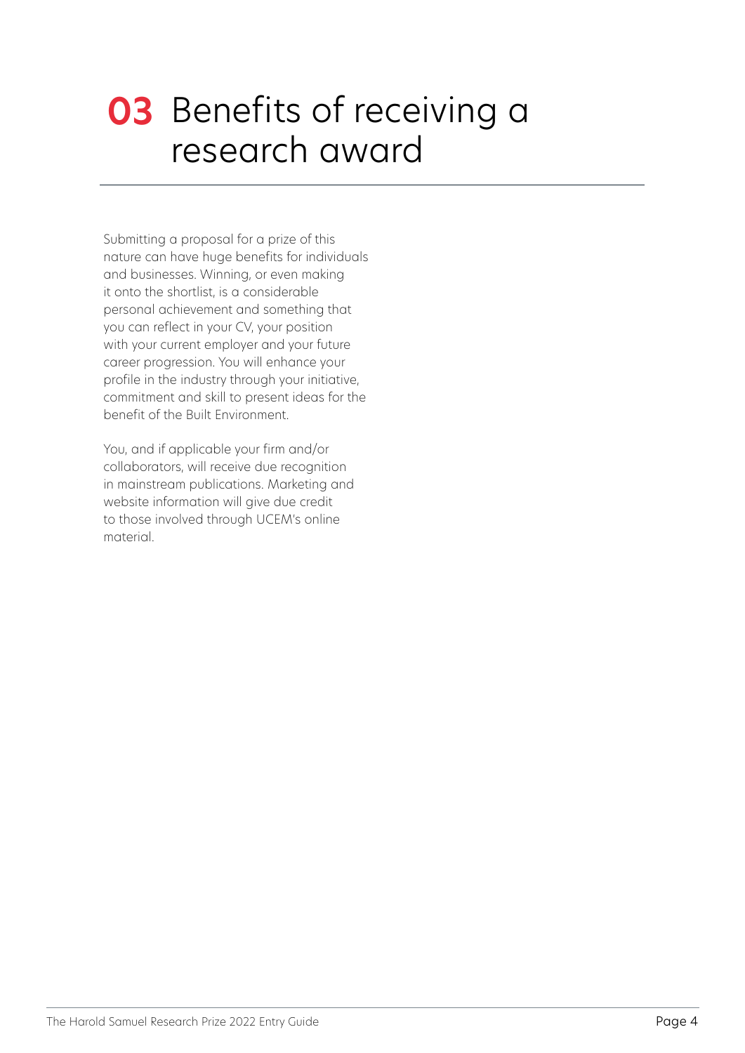# 03 Benefits of receiving a research award

Submitting a proposal for a prize of this nature can have huge benefits for individuals and businesses. Winning, or even making it onto the shortlist, is a considerable personal achievement and something that you can reflect in your CV, your position with your current employer and your future career progression. You will enhance your profile in the industry through your initiative, commitment and skill to present ideas for the benefit of the Built Environment.

You, and if applicable your firm and/or collaborators, will receive due recognition in mainstream publications. Marketing and website information will give due credit to those involved through UCEM's online material.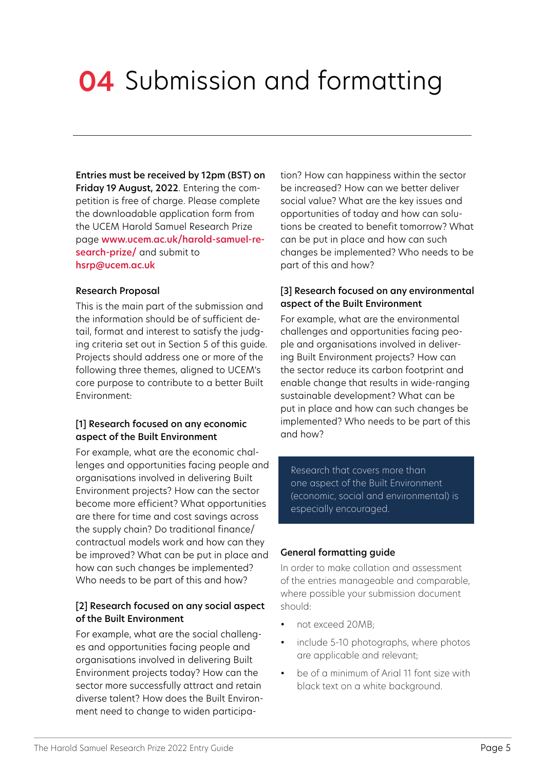# **04** Submission and formatting

**Entries must be received by 12pm (BST) on Friday 19 August, 2022**. Entering the competition is free of charge. Please complete the downloadable application form from the UCEM Harold Samuel Research Prize page **www.ucem.ac.uk/harold-samuel-research-prize/** and submit to **hsrp@ucem.ac.uk**

### Research Proposal

This is the main part of the submission and the information should be of sufficient detail, format and interest to satisfy the judging criteria set out in Section 5 of this guide. Projects should address one or more of the following three themes, aligned to UCEM's core purpose to contribute to a better Built Environment:

### [1] Research focused on any economic aspect of the Built Environment

For example, what are the economic challenges and opportunities facing people and organisations involved in delivering Built Environment projects? How can the sector become more efficient? What opportunities are there for time and cost savings across the supply chain? Do traditional finance/contractual models work and how can they be improved? What can be put in place and how can such changes be implemented? Who needs to be part of this and how?

### [2] Research focused on any social aspect of the Built Environment

For example, what are the social challenges and opportunities facing people and organisations involved in delivering Built Environment projects today? How can the sector more successfully attract and retain diverse talent? How does the Built Environment need to change to widen participation? How can happiness within the sector be increased? How can we better deliver social value? What are the key issues and opportunities of today and how can solutions be created to benefit tomorrow? What can be put in place and how can such changes be implemented? Who needs to be part of this and how?

### [3] Research focused on any environmental aspect of the Built Environment

For example, what are the environmental challenges and opportunities facing people and organisations involved in delivering Built Environment projects? How can the sector reduce its carbon footprint and enable change that results in wide-ranging sustainable development? What can be put in place and how can such changes be implemented? Who needs to be part of this and how?

Research that covers more than one aspect of the Built Environment (economic, social and environmental) is especially encouraged.

### General formatting guide

In order to make collation and assessment of the entries manageable and comparable, where possible your submission document should:

- not exceed 20MB;
- include 5-10 photographs, where photos are applicable and relevant;
- be of a minimum of Arial 11 font size with black text on a white background.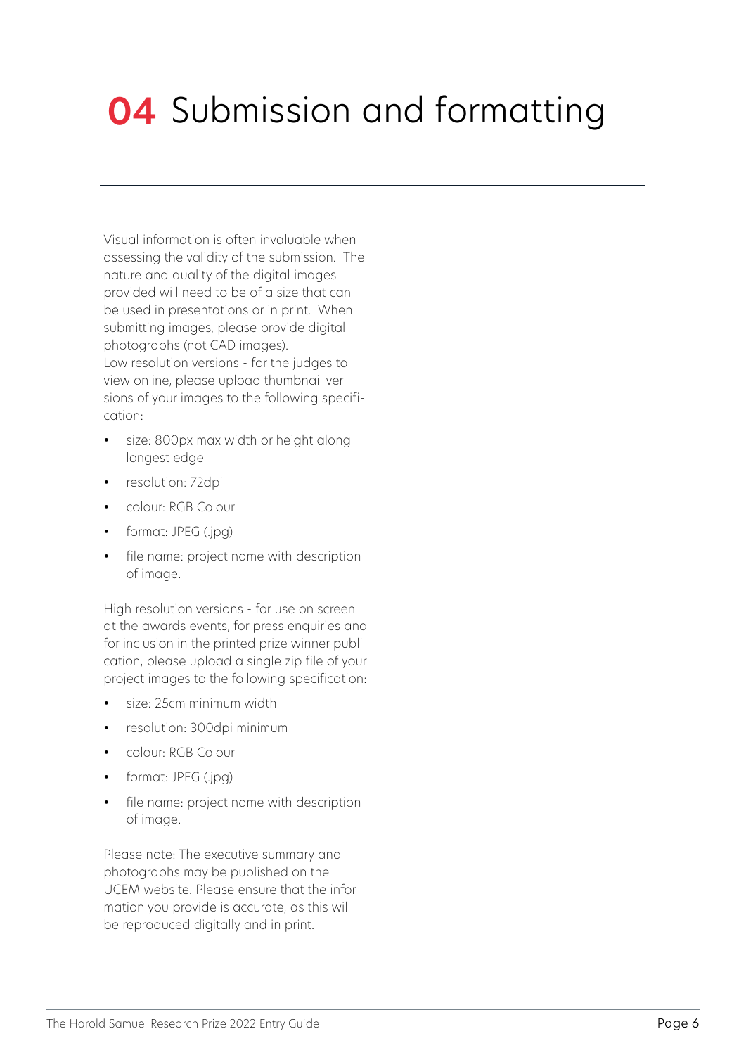# **04** Submission and formatting

Visual information is often invaluable when assessing the validity of the submission. The nature and quality of the digital images provided will need to be of a size that can be used in presentations or in print. When submitting images, please provide digital photographs (not CAD images).
Low resolution versions - for the judges to view online, please upload thumbnail versions of your images to the following specification:

- size: 800px max width or height along longest edge
- resolution: 72dpi
- colour: RGB Colour
- format: JPEG (.jpg)
- file name: project name with description of image.

High resolution versions - for use on screen at the awards events, for press enquiries and for inclusion in the printed prize winner publication, please upload a single zip file of your project images to the following specification:

- size: 25cm minimum width
- resolution: 300dpi minimum
- colour: RGB Colour
- format: JPEG (.jpg)
- file name: project name with description of image.

Please note: The executive summary and photographs may be published on the UCEM website. Please ensure that the information you provide is accurate, as this will be reproduced digitally and in print.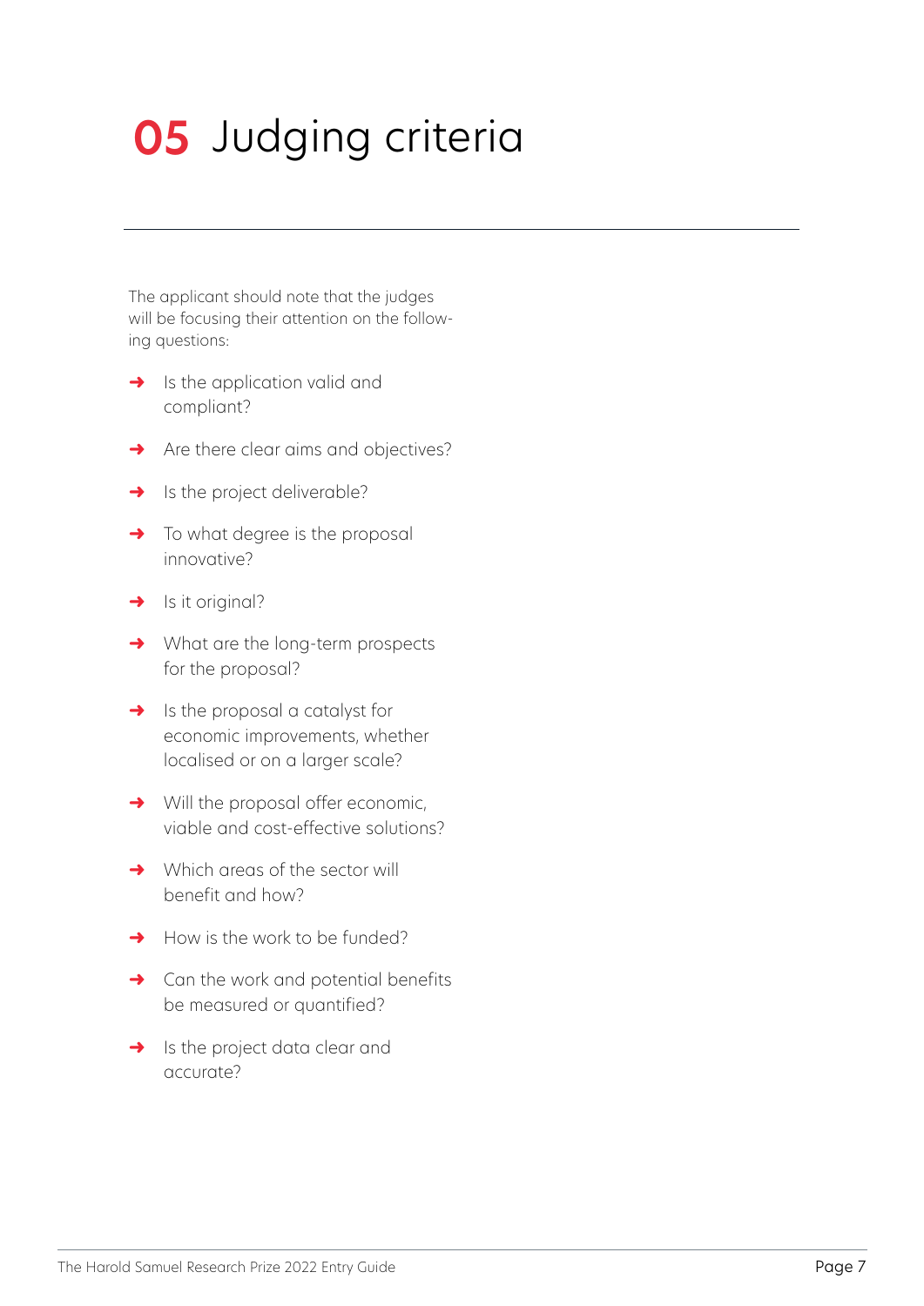# 05 Judging criteria

The applicant should note that the judges will be focusing their attention on the following questions:

- Is the application valid and compliant?
- Are there clear aims and objectives?
- Is the project deliverable?
- To what degree is the proposal innovative?
- Is it original?
- What are the long-term prospects for the proposal?
- Is the proposal a catalyst for economic improvements, whether localised or on a larger scale?
- Will the proposal offer economic, viable and cost-effective solutions?
- Which areas of the sector will benefit and how?
- How is the work to be funded?
- Can the work and potential benefits be measured or quantified?
- Is the project data clear and accurate?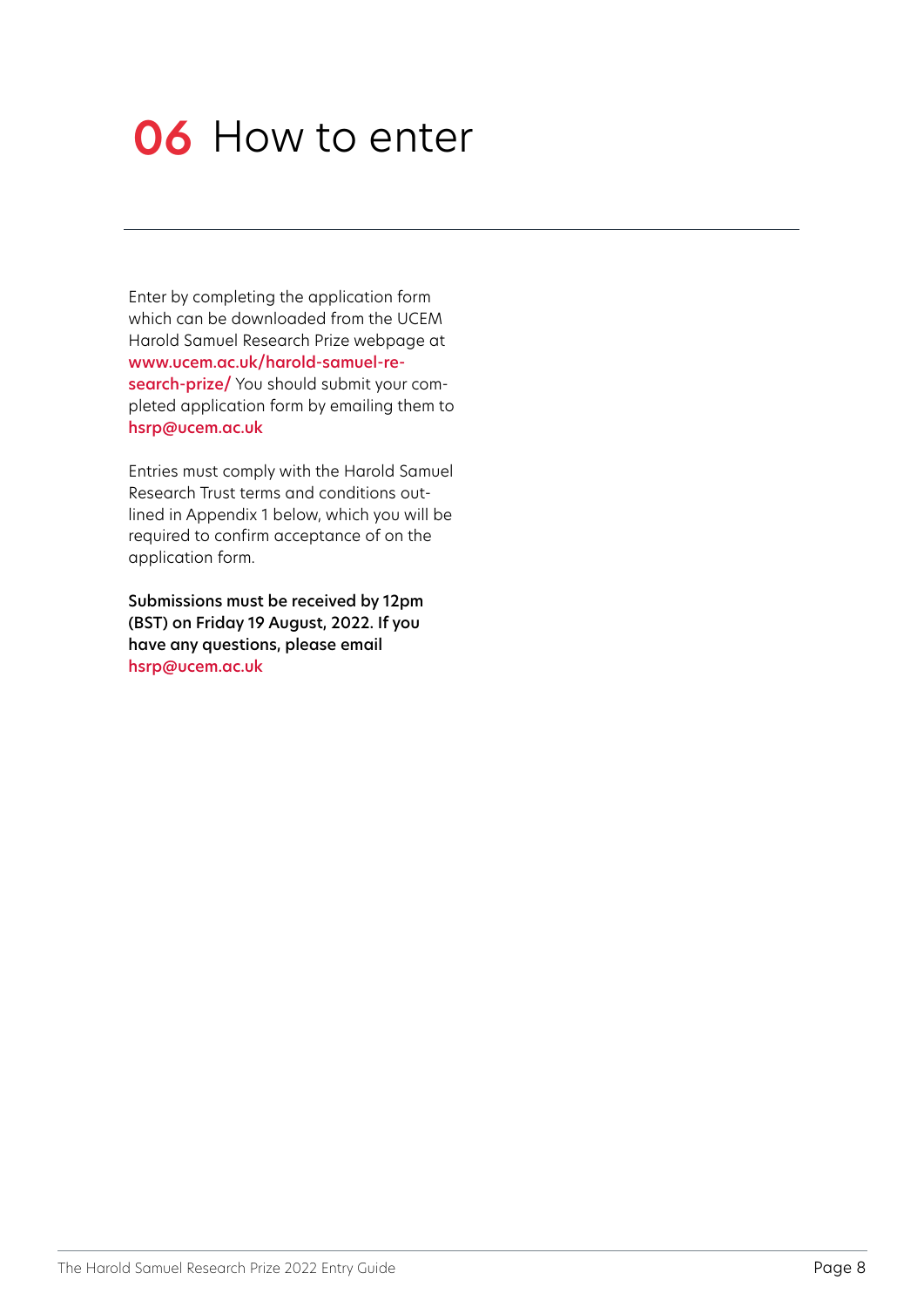# 06 How to enter

Enter by completing the application form which can be downloaded from the UCEM Harold Samuel Research Prize webpage at **www.ucem.ac.uk/harold-samuel-research-prize/** You should submit your completed application form by emailing them to **hsrp@ucem.ac.uk**

Entries must comply with the Harold Samuel Research Trust terms and conditions outlined in Appendix 1 below, which you will be required to confirm acceptance of on the application form.

**Submissions must be received by 12pm (BST) on Friday 19 August, 2022. If you have any questions, please email hsrp@ucem.ac.uk**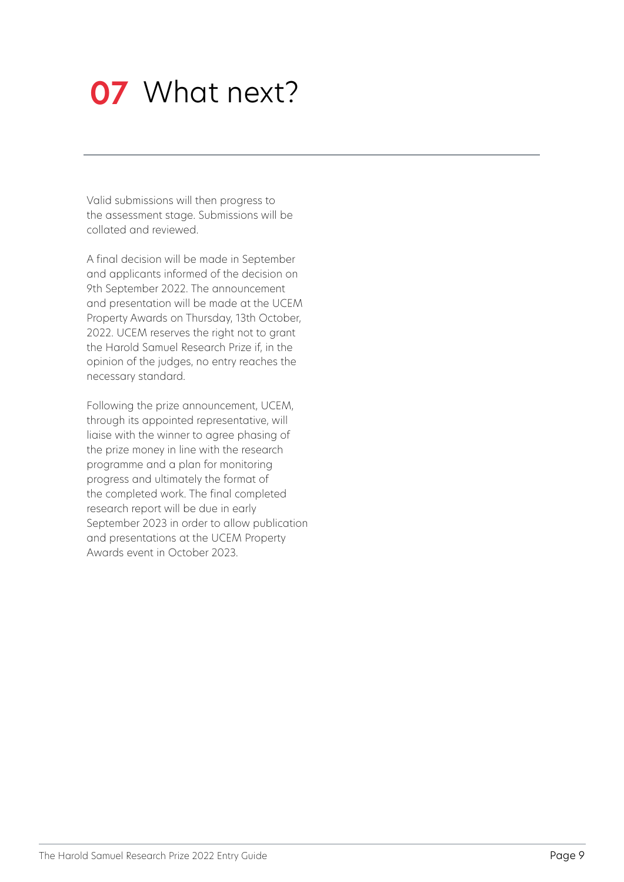# 07 What next?

Valid submissions will then progress to the assessment stage. Submissions will be collated and reviewed.

A final decision will be made in September and applicants informed of the decision on 9th September 2022. The announcement and presentation will be made at the UCEM Property Awards on Thursday, 13th October, 2022. UCEM reserves the right not to grant the Harold Samuel Research Prize if, in the opinion of the judges, no entry reaches the necessary standard.

Following the prize announcement, UCEM, through its appointed representative, will liaise with the winner to agree phasing of the prize money in line with the research programme and a plan for monitoring progress and ultimately the format of the completed work. The final completed research report will be due in early September 2023 in order to allow publication and presentations at the UCEM Property Awards event in October 2023.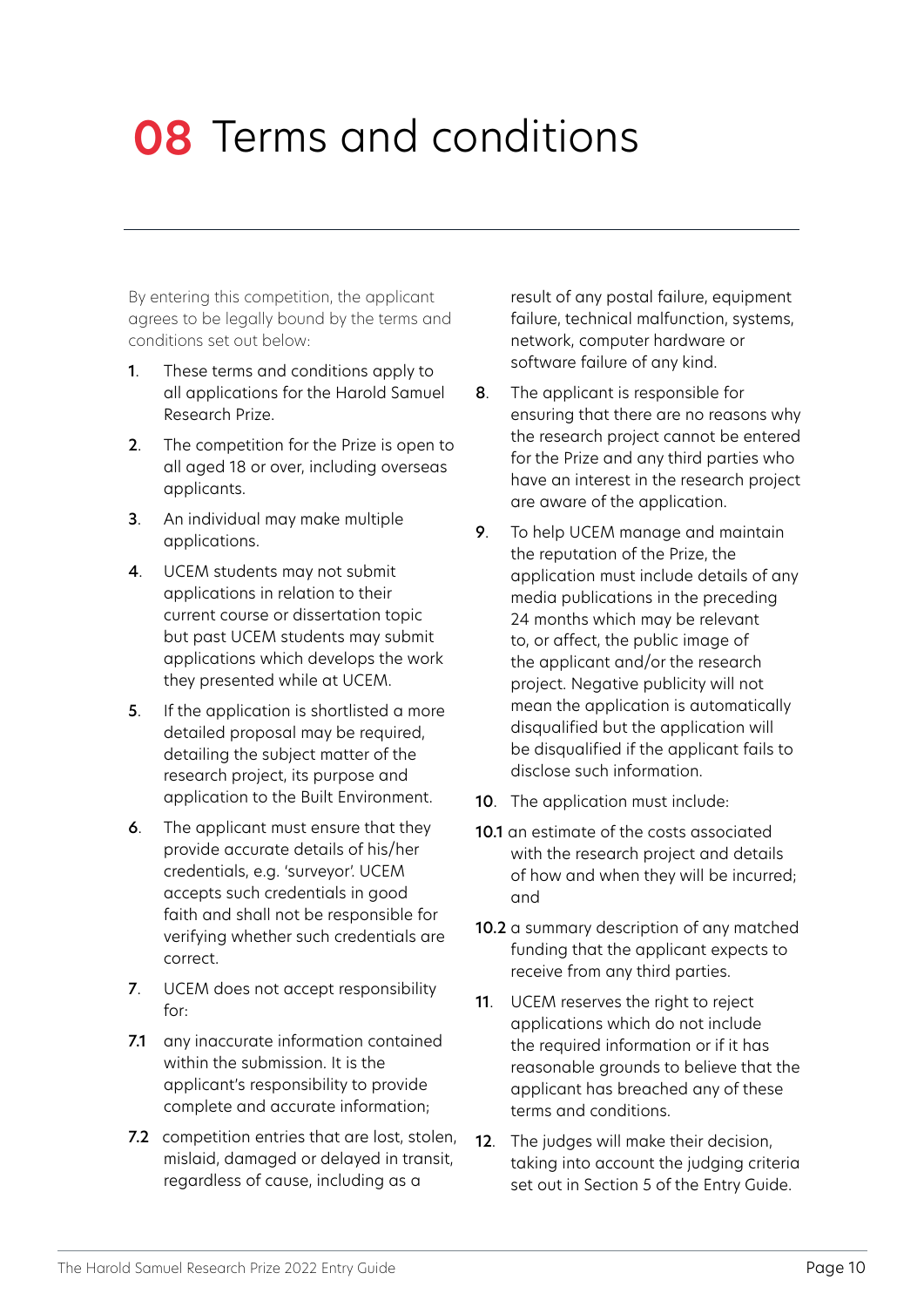# 08 Terms and conditions

By entering this competition, the applicant agrees to be legally bound by the terms and conditions set out below:

1. These terms and conditions apply to all applications for the Harold Samuel Research Prize.
2. The competition for the Prize is open to all aged 18 or over, including overseas applicants.
3. An individual may make multiple applications.
4. UCEM students may not submit applications in relation to their current course or dissertation topic but past UCEM students may submit applications which develops the work they presented while at UCEM.
5. If the application is shortlisted a more detailed proposal may be required, detailing the subject matter of the research project, its purpose and application to the Built Environment.
6. The applicant must ensure that they provide accurate details of his/her credentials, e.g. 'surveyor'. UCEM accepts such credentials in good faith and shall not be responsible for verifying whether such credentials are correct.
7. UCEM does not accept responsibility for:

**7.1** any inaccurate information contained within the submission. It is the applicant's responsibility to provide complete and accurate information;

**7.2** competition entries that are lost, stolen, mislaid, damaged or delayed in transit, regardless of cause, including as a result of any postal failure, equipment failure, technical malfunction, systems, network, computer hardware or software failure of any kind.

8. The applicant is responsible for ensuring that there are no reasons why the research project cannot be entered for the Prize and any third parties who have an interest in the research project are aware of the application.
9. To help UCEM manage and maintain the reputation of the Prize, the application must include details of any media publications in the preceding 24 months which may be relevant to, or affect, the public image of the applicant and/or the research project. Negative publicity will not mean the application is automatically disqualified but the application will be disqualified if the applicant fails to disclose such information.
10. The application must include:

**10.1** an estimate of the costs associated with the research project and details of how and when they will be incurred; and

**10.2** a summary description of any matched funding that the applicant expects to receive from any third parties.

11. UCEM reserves the right to reject applications which do not include the required information or if it has reasonable grounds to believe that the applicant has breached any of these terms and conditions.
12. The judges will make their decision, taking into account the judging criteria set out in Section 5 of the Entry Guide.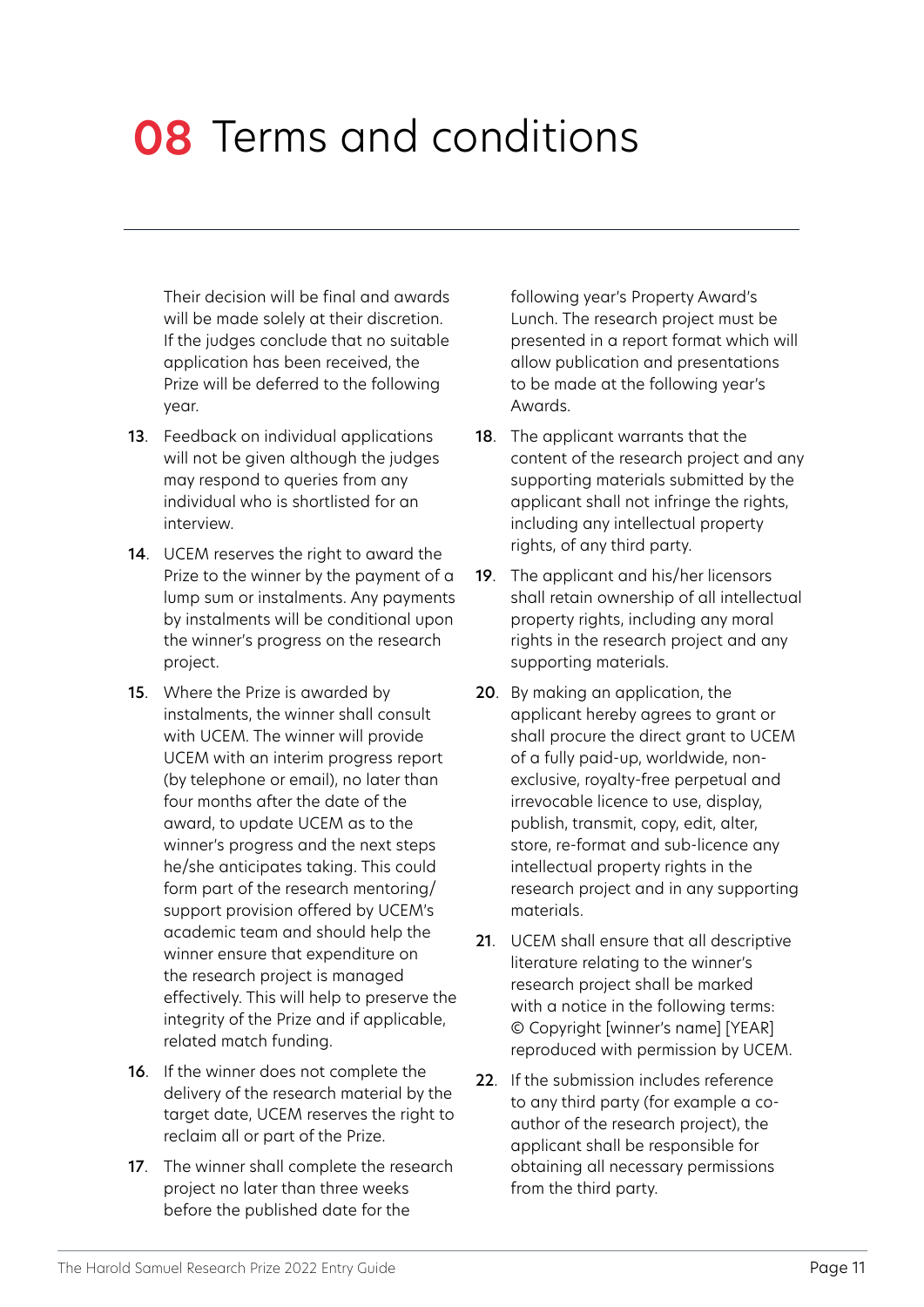# 08 Terms and conditions

Their decision will be final and awards will be made solely at their discretion. If the judges conclude that no suitable application has been received, the Prize will be deferred to the following year.

13. Feedback on individual applications will not be given although the judges may respond to queries from any individual who is shortlisted for an interview.

14. UCEM reserves the right to award the Prize to the winner by the payment of a lump sum or instalments. Any payments by instalments will be conditional upon the winner's progress on the research project.

15. Where the Prize is awarded by instalments, the winner shall consult with UCEM. The winner will provide UCEM with an interim progress report (by telephone or email), no later than four months after the date of the award, to update UCEM as to the winner's progress and the next steps he/she anticipates taking. This could form part of the research mentoring/ support provision offered by UCEM's academic team and should help the winner ensure that expenditure on the research project is managed effectively. This will help to preserve the integrity of the Prize and if applicable, related match funding.

16. If the winner does not complete the delivery of the research material by the target date, UCEM reserves the right to reclaim all or part of the Prize.

17. The winner shall complete the research project no later than three weeks before the published date for the following year's Property Award's Lunch. The research project must be presented in a report format which will allow publication and presentations to be made at the following year's Awards.

18. The applicant warrants that the content of the research project and any supporting materials submitted by the applicant shall not infringe the rights, including any intellectual property rights, of any third party.

19. The applicant and his/her licensors shall retain ownership of all intellectual property rights, including any moral rights in the research project and any supporting materials.

20. By making an application, the applicant hereby agrees to grant or shall procure the direct grant to UCEM of a fully paid-up, worldwide, non-exclusive, royalty-free perpetual and irrevocable licence to use, display, publish, transmit, copy, edit, alter, store, re-format and sub-licence any intellectual property rights in the research project and in any supporting materials.

21. UCEM shall ensure that all descriptive literature relating to the winner's research project shall be marked with a notice in the following terms: © Copyright [winner's name] [YEAR] reproduced with permission by UCEM.

22. If the submission includes reference to any third party (for example a co-author of the research project), the applicant shall be responsible for obtaining all necessary permissions from the third party.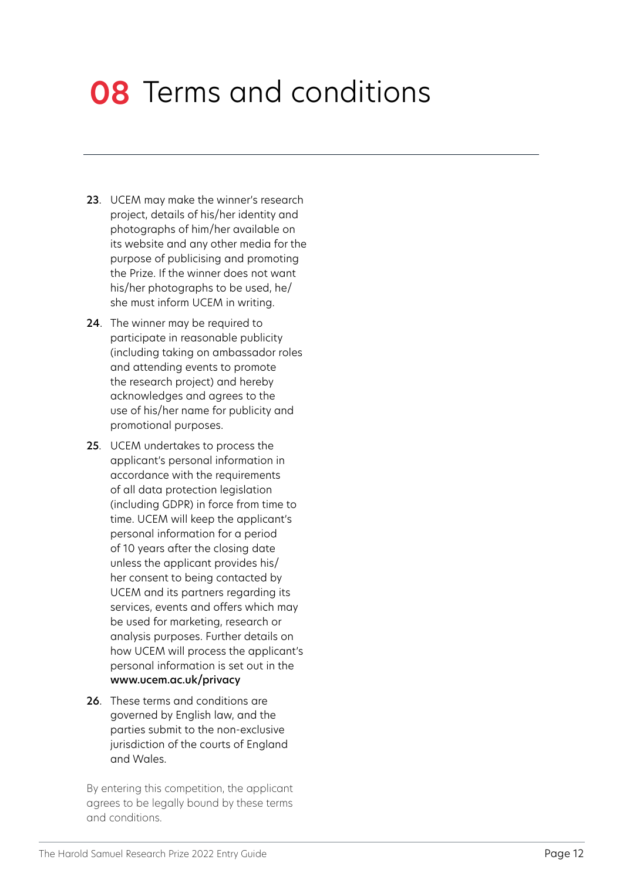# **08** Terms and conditions

23. UCEM may make the winner's research project, details of his/her identity and photographs of him/her available on its website and any other media for the purpose of publicising and promoting the Prize. If the winner does not want his/her photographs to be used, he/she must inform UCEM in writing.

24. The winner may be required to participate in reasonable publicity (including taking on ambassador roles and attending events to promote the research project) and hereby acknowledges and agrees to the use of his/her name for publicity and promotional purposes.

25. UCEM undertakes to process the applicant's personal information in accordance with the requirements of all data protection legislation (including GDPR) in force from time to time. UCEM will keep the applicant's personal information for a period of 10 years after the closing date unless the applicant provides his/her consent to being contacted by UCEM and its partners regarding its services, events and offers which may be used for marketing, research or analysis purposes. Further details on how UCEM will process the applicant's personal information is set out in the **www.ucem.ac.uk/privacy**

26. These terms and conditions are governed by English law, and the parties submit to the non-exclusive jurisdiction of the courts of England and Wales.

By entering this competition, the applicant agrees to be legally bound by these terms and conditions.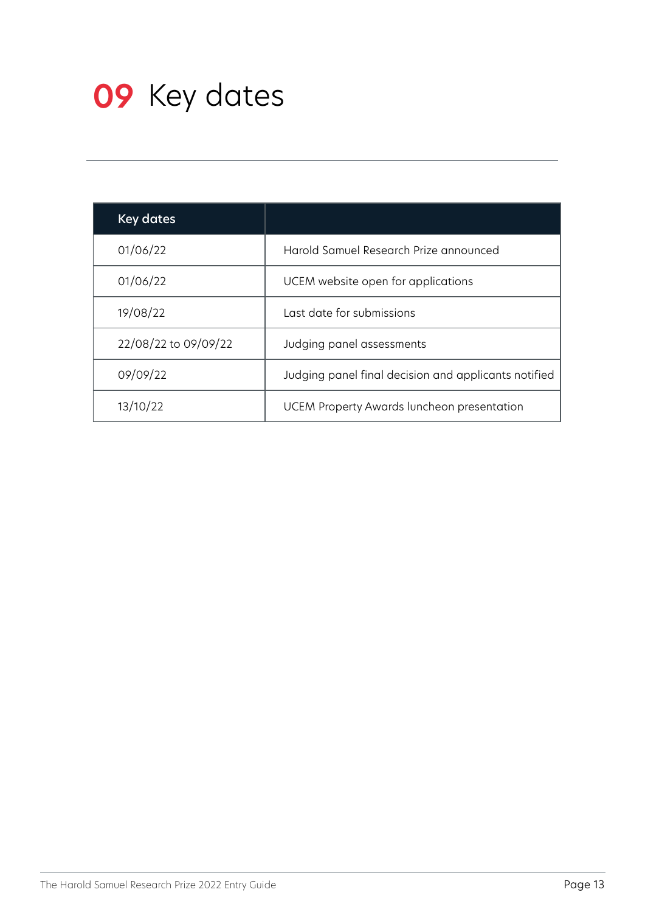# 09 Key dates

| Key dates | |
|---|---|
| 01/06/22 | Harold Samuel Research Prize announced |
| 01/06/22 | UCEM website open for applications |
| 19/08/22 | Last date for submissions |
| 22/08/22 to 09/09/22 | Judging panel assessments |
| 09/09/22 | Judging panel final decision and applicants notified |
| 13/10/22 | UCEM Property Awards luncheon presentation |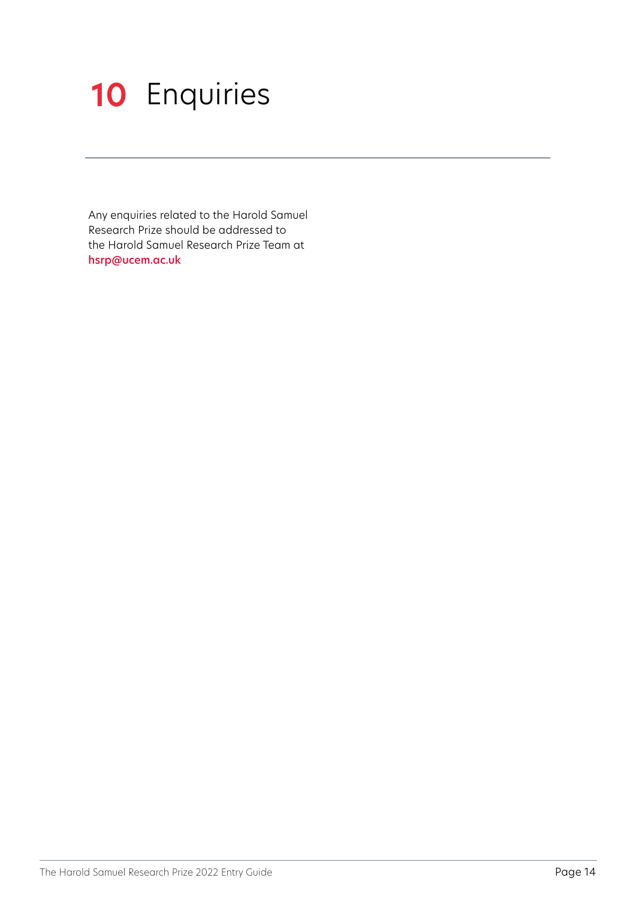# 10 Enquiries

Any enquiries related to the Harold Samuel Research Prize should be addressed to the Harold Samuel Research Prize Team at **hsrp@ucem.ac.uk**